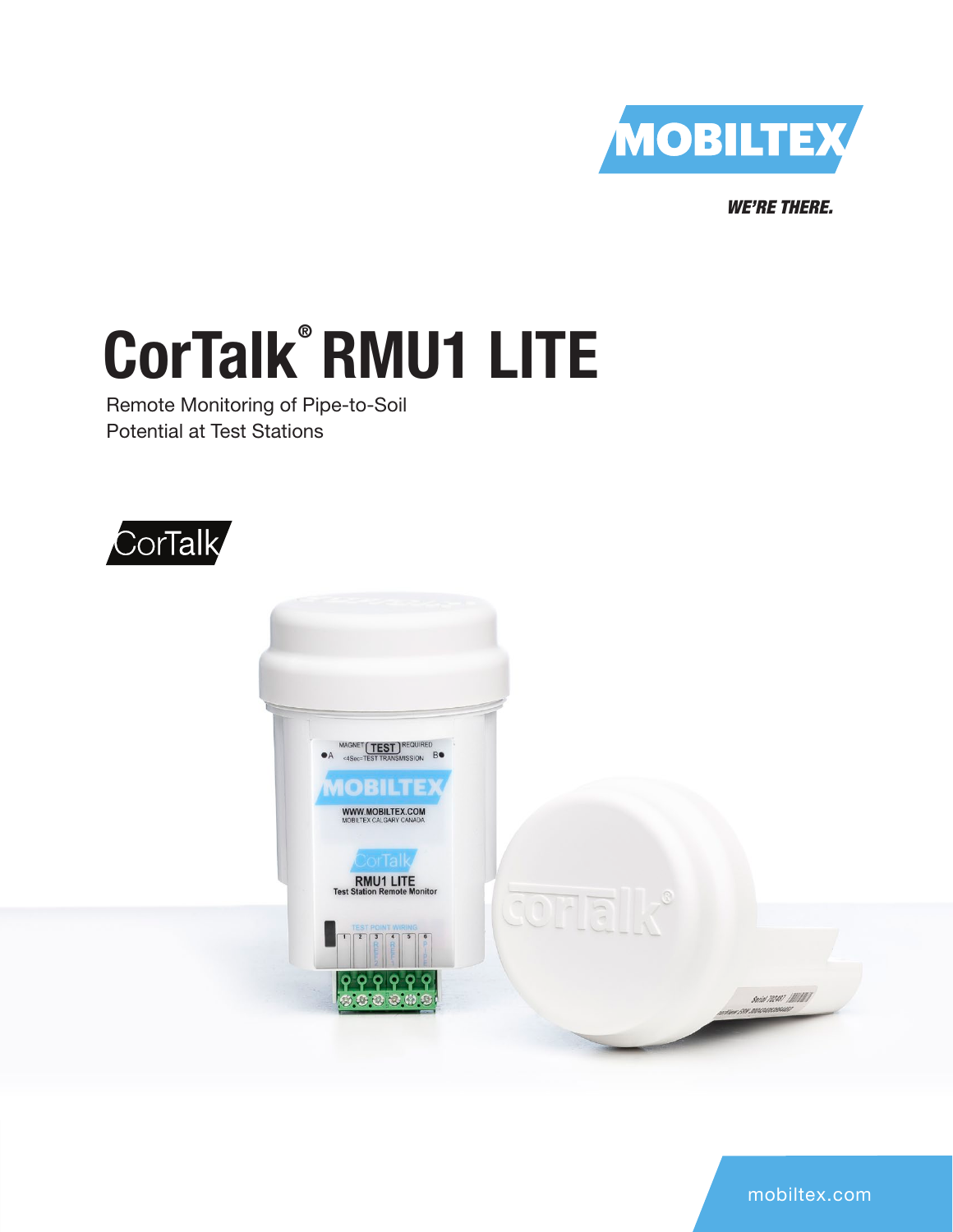MOBILTEX

*WE'RE THERE.*

# CorTalk® RMU1 LITE

Remote Monitoring of Pipe-to-Soil Potential at Test Stations

CorTalk

mobiltex.com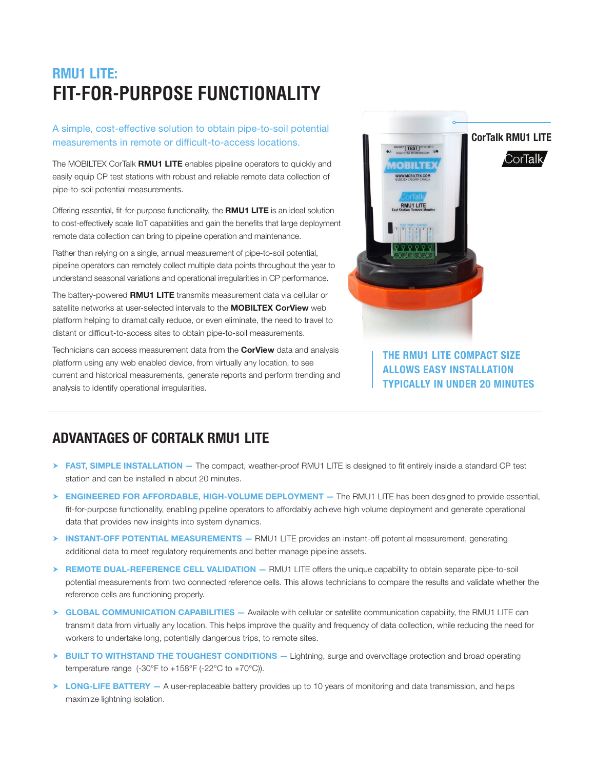# RMU1 LITE:
# FIT-FOR-PURPOSE FUNCTIONALITY

A simple, cost-effective solution to obtain pipe-to-soil potential measurements in remote or difficult-to-access locations.

The MOBILTEX CorTalk **RMU1 LITE** enables pipeline operators to quickly and easily equip CP test stations with robust and reliable remote data collection of pipe-to-soil potential measurements.

Offering essential, fit-for-purpose functionality, the **RMU1 LITE** is an ideal solution to cost-effectively scale IIoT capabilities and gain the benefits that large deployment remote data collection can bring to pipeline operation and maintenance.

Rather than relying on a single, annual measurement of pipe-to-soil potential, pipeline operators can remotely collect multiple data points throughout the year to understand seasonal variations and operational irregularities in CP performance.

The battery-powered **RMU1 LITE** transmits measurement data via cellular or satellite networks at user-selected intervals to the **MOBILTEX CorView** web platform helping to dramatically reduce, or even eliminate, the need to travel to distant or difficult-to-access sites to obtain pipe-to-soil measurements.

Technicians can access measurement data from the **CorView** data and analysis platform using any web enabled device, from virtually any location, to see current and historical measurements, generate reports and perform trending and analysis to identify operational irregularities.

**CorTalk RMU1 LITE**

THE RMU1 LITE COMPACT SIZE ALLOWS EASY INSTALLATION TYPICALLY IN UNDER 20 MINUTES

## ADVANTAGES OF CORTALK RMU1 LITE

- **FAST, SIMPLE INSTALLATION —** The compact, weather-proof RMU1 LITE is designed to fit entirely inside a standard CP test station and can be installed in about 20 minutes.
- **ENGINEERED FOR AFFORDABLE, HIGH-VOLUME DEPLOYMENT —** The RMU1 LITE has been designed to provide essential, fit-for-purpose functionality, enabling pipeline operators to affordably achieve high volume deployment and generate operational data that provides new insights into system dynamics.
- **INSTANT-OFF POTENTIAL MEASUREMENTS —** RMU1 LITE provides an instant-off potential measurement, generating additional data to meet regulatory requirements and better manage pipeline assets.
- **REMOTE DUAL-REFERENCE CELL VALIDATION —** RMU1 LITE offers the unique capability to obtain separate pipe-to-soil potential measurements from two connected reference cells. This allows technicians to compare the results and validate whether the reference cells are functioning properly.
- **GLOBAL COMMUNICATION CAPABILITIES —** Available with cellular or satellite communication capability, the RMU1 LITE can transmit data from virtually any location. This helps improve the quality and frequency of data collection, while reducing the need for workers to undertake long, potentially dangerous trips, to remote sites.
- **BUILT TO WITHSTAND THE TOUGHEST CONDITIONS —** Lightning, surge and overvoltage protection and broad operating temperature range (-30°F to +158°F (-22°C to +70°C)).
- **LONG-LIFE BATTERY —** A user-replaceable battery provides up to 10 years of monitoring and data transmission, and helps maximize lightning isolation.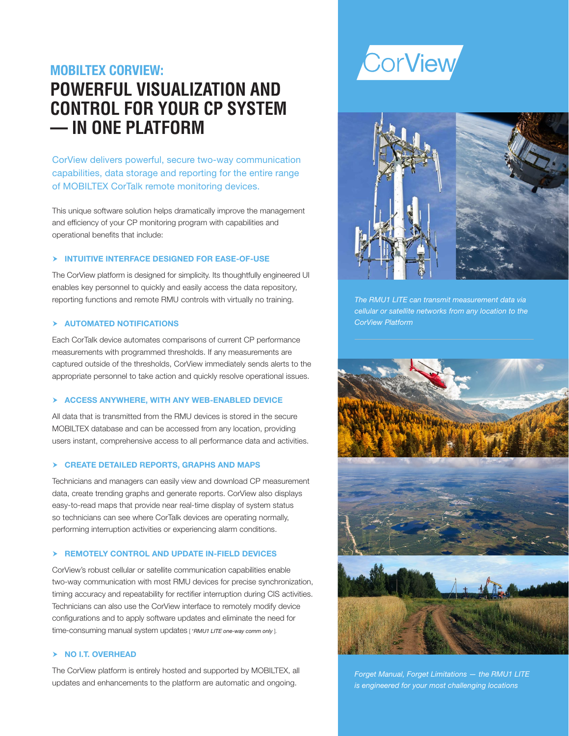# MOBILTEX CORVIEW:

## POWERFUL VISUALIZATION AND CONTROL FOR YOUR CP SYSTEM — IN ONE PLATFORM

CorView delivers powerful, secure two-way communication capabilities, data storage and reporting for the entire range of MOBILTEX CorTalk remote monitoring devices.

This unique software solution helps dramatically improve the management and efficiency of your CP monitoring program with capabilities and operational benefits that include:

### INTUITIVE INTERFACE DESIGNED FOR EASE-OF-USE

The CorView platform is designed for simplicity. Its thoughtfully engineered UI enables key personnel to quickly and easily access the data repository, reporting functions and remote RMU controls with virtually no training.

### AUTOMATED NOTIFICATIONS

Each CorTalk device automates comparisons of current CP performance measurements with programmed thresholds. If any measurements are captured outside of the thresholds, CorView immediately sends alerts to the appropriate personnel to take action and quickly resolve operational issues.

### ACCESS ANYWHERE, WITH ANY WEB-ENABLED DEVICE

All data that is transmitted from the RMU devices is stored in the secure MOBILTEX database and can be accessed from any location, providing users instant, comprehensive access to all performance data and activities.

### CREATE DETAILED REPORTS, GRAPHS AND MAPS

Technicians and managers can easily view and download CP measurement data, create trending graphs and generate reports. CorView also displays easy-to-read maps that provide near real-time display of system status so technicians can see where CorTalk devices are operating normally, performing interruption activities or experiencing alarm conditions.

### REMOTELY CONTROL AND UPDATE IN-FIELD DEVICES

CorView's robust cellular or satellite communication capabilities enable two-way communication with most RMU devices for precise synchronization, timing accuracy and repeatability for rectifier interruption during CIS activities. Technicians can also use the CorView interface to remotely modify device configurations and to apply software updates and eliminate the need for time-consuming manual system updates [ **RMU1 LITE one-way comm only* ].

### NO I.T. OVERHEAD

The CorView platform is entirely hosted and supported by MOBILTEX, all updates and enhancements to the platform are automatic and ongoing.

CorView

*The RMU1 LITE can transmit measurement data via cellular or satellite networks from any location to the CorView Platform*

*Forget Manual, Forget Limitations — the RMU1 LITE is engineered for your most challenging locations*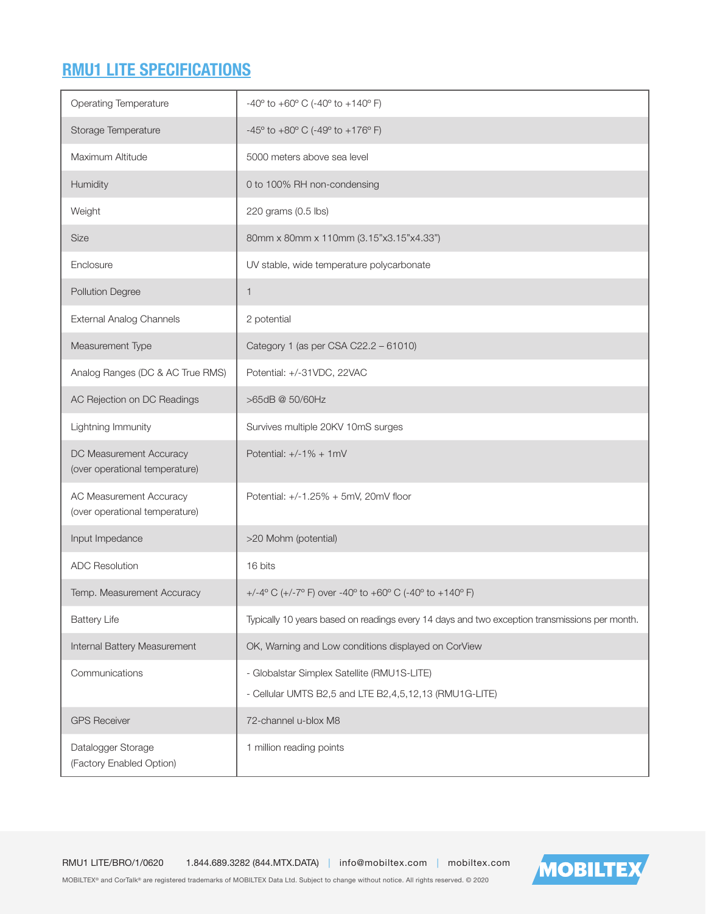## RMU1 LITE SPECIFICATIONS

| | |
|---|---|
| Operating Temperature | -40º to +60º C (-40º to +140º F) |
| Storage Temperature | -45º to +80º C (-49º to +176º F) |
| Maximum Altitude | 5000 meters above sea level |
| Humidity | 0 to 100% RH non-condensing |
| Weight | 220 grams (0.5 lbs) |
| Size | 80mm x 80mm x 110mm (3.15"x3.15"x4.33") |
| Enclosure | UV stable, wide temperature polycarbonate |
| Pollution Degree | 1 |
| External Analog Channels | 2 potential |
| Measurement Type | Category 1 (as per CSA C22.2 – 61010) |
| Analog Ranges (DC & AC True RMS) | Potential: +/-31VDC, 22VAC |
| AC Rejection on DC Readings | >65dB @ 50/60Hz |
| Lightning Immunity | Survives multiple 20KV 10mS surges |
| DC Measurement Accuracy (over operational temperature) | Potential: +/-1% + 1mV |
| AC Measurement Accuracy (over operational temperature) | Potential: +/-1.25% + 5mV, 20mV floor |
| Input Impedance | >20 Mohm (potential) |
| ADC Resolution | 16 bits |
| Temp. Measurement Accuracy | +/-4º C (+/-7º F) over -40º to +60º C (-40º to +140º F) |
| Battery Life | Typically 10 years based on readings every 14 days and two exception transmissions per month. |
| Internal Battery Measurement | OK, Warning and Low conditions displayed on CorView |
| Communications | - Globalstar Simplex Satellite (RMU1S-LITE)<br>- Cellular UMTS B2,5 and LTE B2,4,5,12,13 (RMU1G-LITE) |
| GPS Receiver | 72-channel u-blox M8 |
| Datalogger Storage (Factory Enabled Option) | 1 million reading points |

RMU1 LITE/BRO/1/0620 1.844.689.3282 (844.MTX.DATA) | info@mobiltex.com | mobiltex.com

MOBILTEX

MOBILTEX® and CorTalk® are registered trademarks of MOBILTEX Data Ltd. Subject to change without notice. All rights reserved. © 2020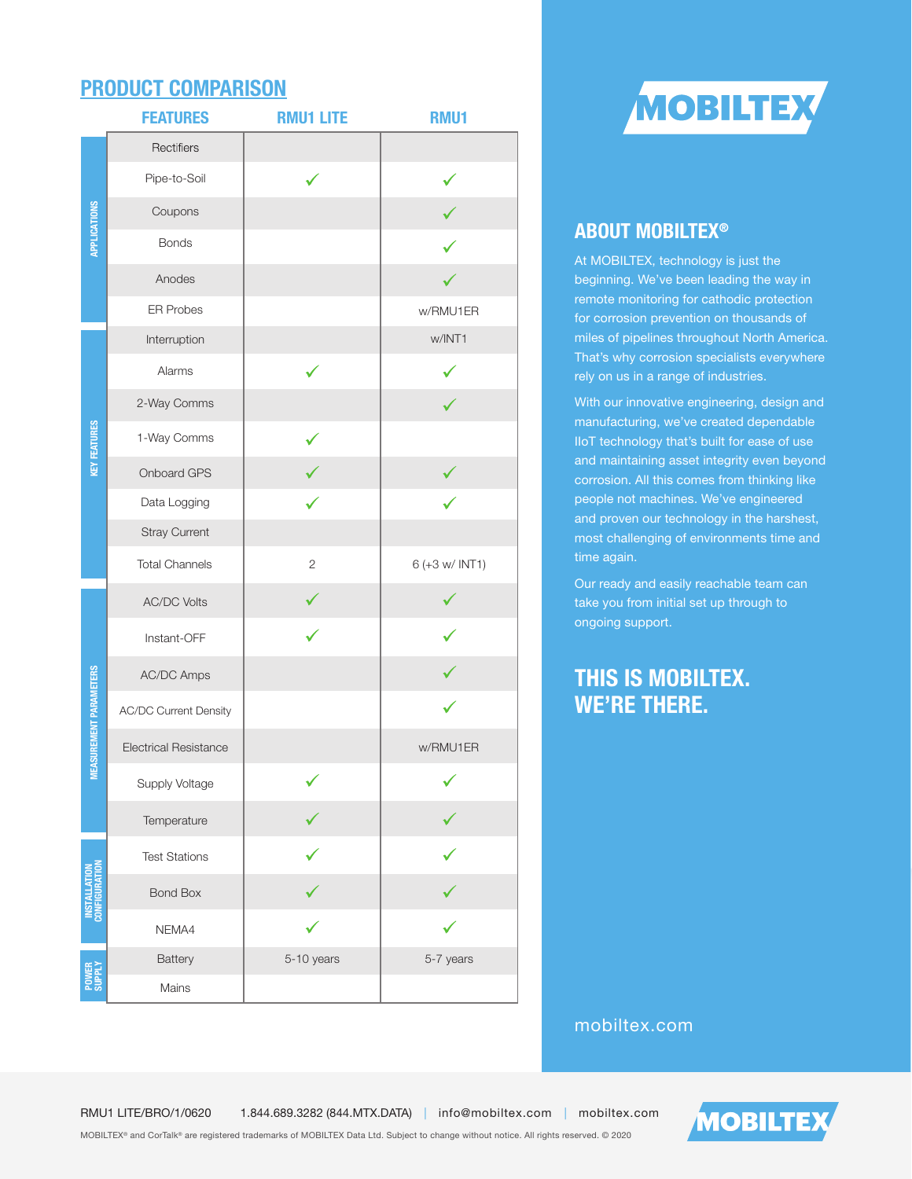## PRODUCT COMPARISON

| | FEATURES | RMU1 LITE | RMU1 |
|---|---|---|---|
| APPLICATIONS | Rectifiers | | |
| | Pipe-to-Soil | ✓ | ✓ |
| | Coupons | | ✓ |
| | Bonds | | ✓ |
| | Anodes | | ✓ |
| | ER Probes | | w/RMU1ER |
| KEY FEATURES | Interruption | | w/INT1 |
| | Alarms | ✓ | ✓ |
| | 2-Way Comms | | ✓ |
| | 1-Way Comms | ✓ | |
| | Onboard GPS | ✓ | ✓ |
| | Data Logging | ✓ | ✓ |
| | Stray Current | | |
| | Total Channels | 2 | 6 (+3 w/ INT1) |
| MEASUREMENT PARAMETERS | AC/DC Volts | ✓ | ✓ |
| | Instant-OFF | ✓ | ✓ |
| | AC/DC Amps | | ✓ |
| | AC/DC Current Density | | ✓ |
| | Electrical Resistance | | w/RMU1ER |
| | Supply Voltage | ✓ | ✓ |
| | Temperature | ✓ | ✓ |
| INSTALLATION CONFIGURATION | Test Stations | ✓ | ✓ |
| | Bond Box | ✓ | ✓ |
| | NEMA4 | ✓ | ✓ |
| POWER SUPPLY | Battery | 5-10 years | 5-7 years |
| | Mains | | |

MOBILTEX

## ABOUT MOBILTEX®

At MOBILTEX, technology is just the beginning. We've been leading the way in remote monitoring for cathodic protection for corrosion prevention on thousands of miles of pipelines throughout North America. That's why corrosion specialists everywhere rely on us in a range of industries.

With our innovative engineering, design and manufacturing, we've created dependable IIoT technology that's built for ease of use and maintaining asset integrity even beyond corrosion. All this comes from thinking like people not machines. We've engineered and proven our technology in the harshest, most challenging of environments time and time again.

Our ready and easily reachable team can take you from initial set up through to ongoing support.

## THIS IS MOBILTEX. WE'RE THERE.

mobiltex.com

RMU1 LITE/BRO/1/0620 1.844.689.3282 (844.MTX.DATA) | info@mobiltex.com | mobiltex.com

MOBILTEX® and CorTalk® are registered trademarks of MOBILTEX Data Ltd. Subject to change without notice. All rights reserved. © 2020

MOBILTEX